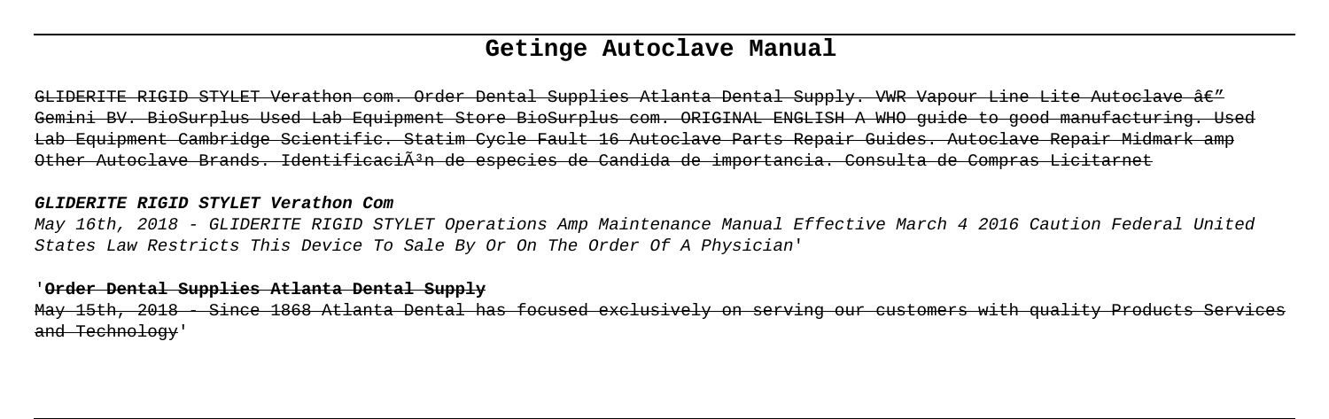# Getinge Autoclave Manual

~~GLIDERITE RIGID STYLET Verathon com. Order Dental Supplies Atlanta Dental Supply. VWR Vapour Line Lite Autoclave â€" Gemini BV. BioSurplus Used Lab Equipment Store BioSurplus com. ORIGINAL ENGLISH A WHO guide to good manufacturing. Used Lab Equipment Cambridge Scientific. Statim Cycle Fault 16 Autoclave Parts Repair Guides. Autoclave Repair Midmark amp Other Autoclave Brands. IdentificaciÃ³n de especies de Candida de importancia. Consulta de Compras Licitarnet~~

**GLIDERITE RIGID STYLET Verathon Com**

*May 16th, 2018 - GLIDERITE RIGID STYLET Operations Amp Maintenance Manual Effective March 4 2016 Caution Federal United States Law Restricts This Device To Sale By Or On The Order Of A Physician'*

'**~~Order Dental Supplies Atlanta Dental Supply~~**

~~May 15th, 2018 - Since 1868 Atlanta Dental has focused exclusively on serving our customers with quality Products Services and Technology~~'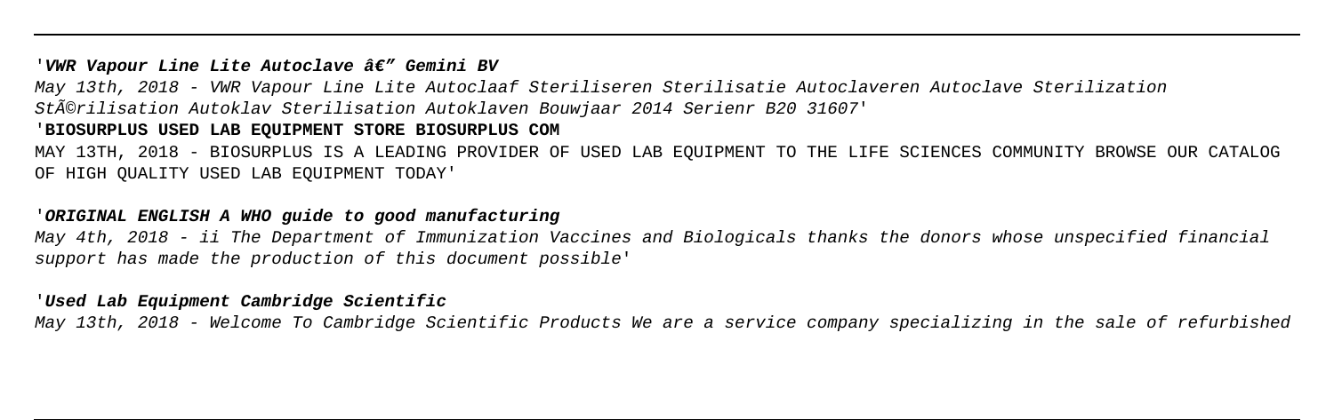'***VWR Vapour Line Lite Autoclave â€" Gemini BV***

*May 13th, 2018 - VWR Vapour Line Lite Autoclaaf Steriliseren Sterilisatie Autoclaveren Autoclave Sterilization StÃ©rilisation Autoklav Sterilisation Autoklaven Bouwjaar 2014 Serienr B20 31607'*

'**BIOSURPLUS USED LAB EQUIPMENT STORE BIOSURPLUS COM**

MAY 13TH, 2018 - BIOSURPLUS IS A LEADING PROVIDER OF USED LAB EQUIPMENT TO THE LIFE SCIENCES COMMUNITY BROWSE OUR CATALOG OF HIGH QUALITY USED LAB EQUIPMENT TODAY'

'***ORIGINAL ENGLISH A WHO guide to good manufacturing***

*May 4th, 2018 - ii The Department of Immunization Vaccines and Biologicals thanks the donors whose unspecified financial support has made the production of this document possible'*

'***Used Lab Equipment Cambridge Scientific***

*May 13th, 2018 - Welcome To Cambridge Scientific Products We are a service company specializing in the sale of refurbished*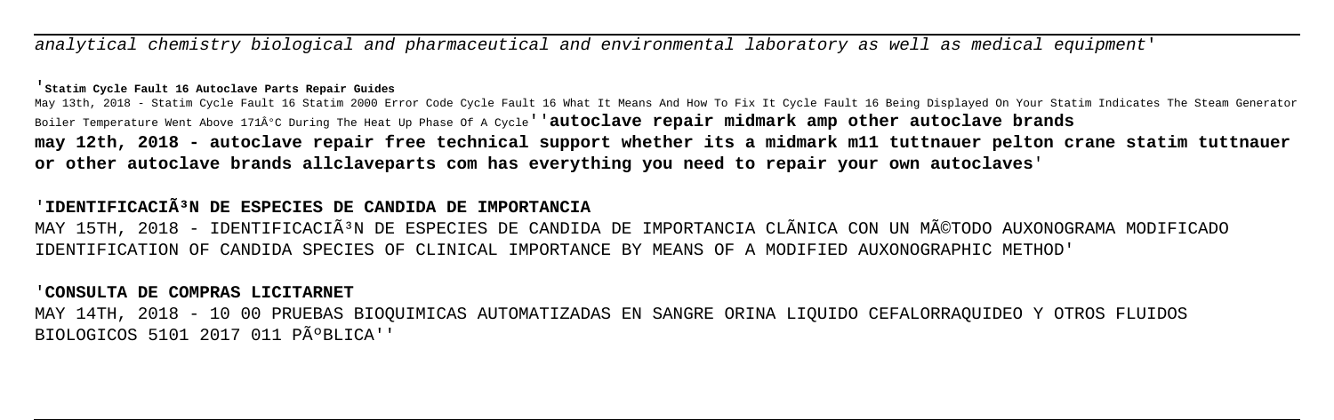analytical chemistry biological and pharmaceutical and environmental laboratory as well as medical equipment'

'**Statim Cycle Fault 16 Autoclave Parts Repair Guides**

May 13th, 2018 - Statim Cycle Fault 16 Statim 2000 Error Code Cycle Fault 16 What It Means And How To Fix It Cycle Fault 16 Being Displayed On Your Statim Indicates The Steam Generator Boiler Temperature Went Above 171Â°C During The Heat Up Phase Of A Cycle' '**autoclave repair midmark amp other autoclave brands**

**may 12th, 2018 - autoclave repair free technical support whether its a midmark m11 tuttnauer pelton crane statim tuttnauer or other autoclave brands allclaveparts com has everything you need to repair your own autoclaves**'

'**IDENTIFICACIÃ³N DE ESPECIES DE CANDIDA DE IMPORTANCIA**

MAY 15TH, 2018 - IDENTIFICACIÃ³N DE ESPECIES DE CANDIDA DE IMPORTANCIA CLÃNICA CON UN MÃ©TODO AUXONOGRAMA MODIFICADO IDENTIFICATION OF CANDIDA SPECIES OF CLINICAL IMPORTANCE BY MEANS OF A MODIFIED AUXONOGRAPHIC METHOD'

'**CONSULTA DE COMPRAS LICITARNET**

MAY 14TH, 2018 - 10 00 PRUEBAS BIOQUIMICAS AUTOMATIZADAS EN SANGRE ORINA LIQUIDO CEFALORRAQUIDEO Y OTROS FLUIDOS BIOLOGICOS 5101 2017 011 PÃºBLICA''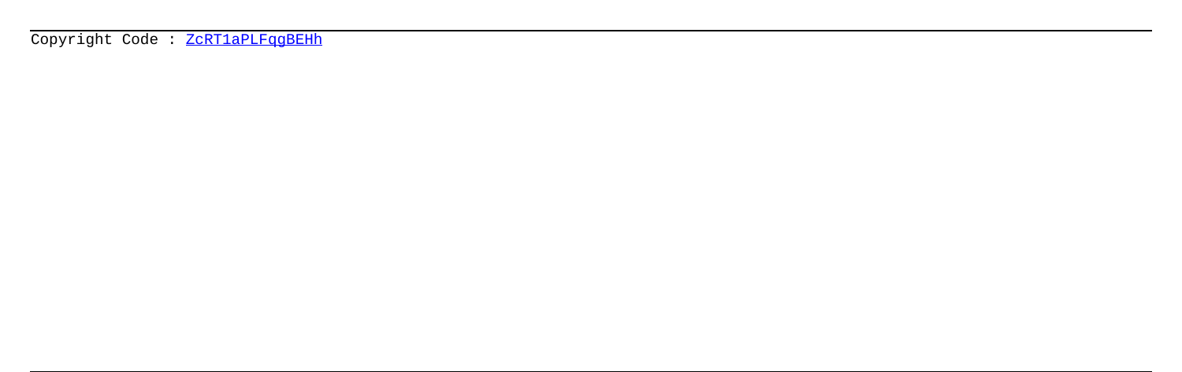Copyright Code : [ZcRT1aPLFqgBEHh]